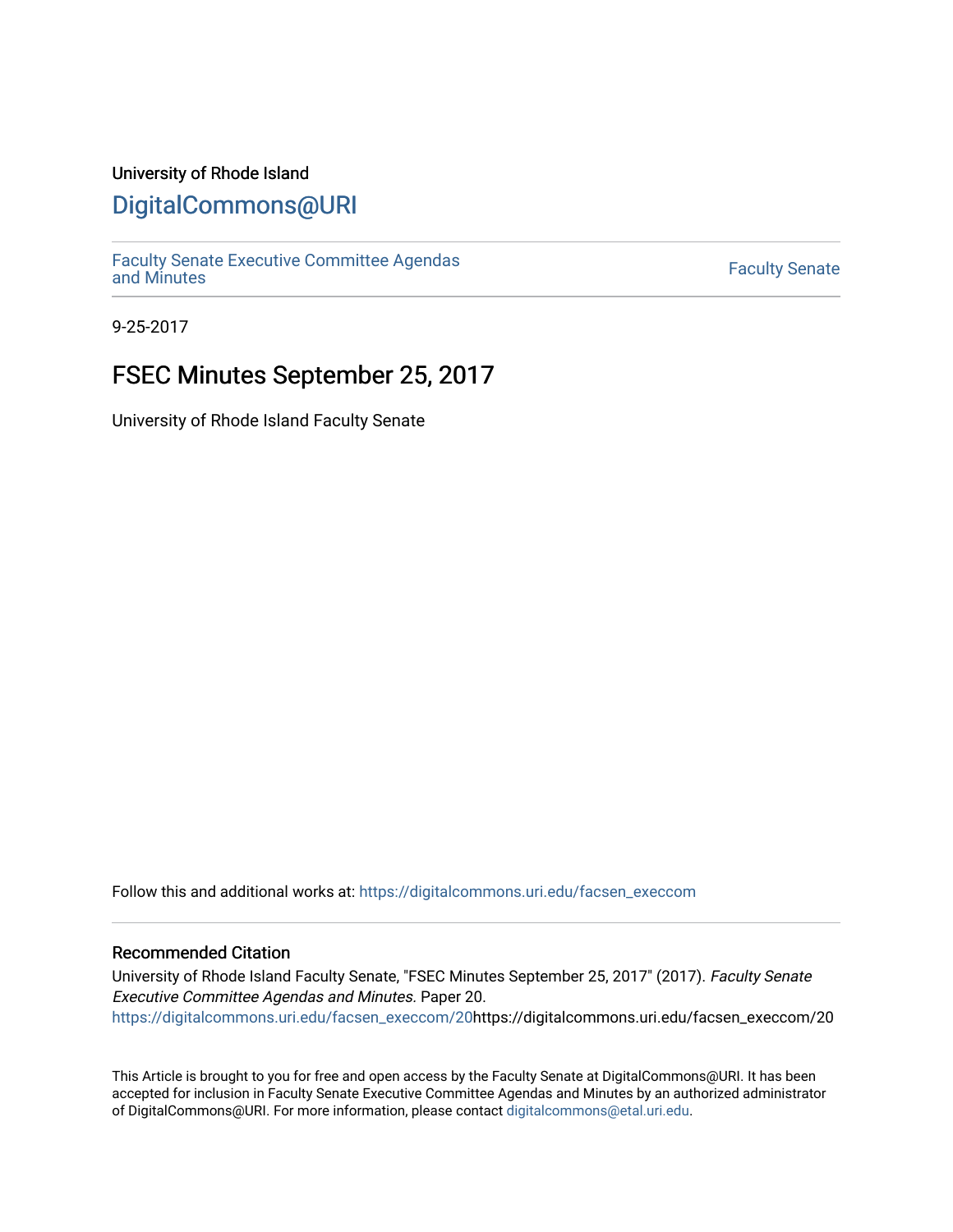University of Rhode Island

# DigitalCommons@URI

Faculty Senate Executive Committee Agendas and Minutes

Faculty Senate

9-25-2017

## FSEC Minutes September 25, 2017

University of Rhode Island Faculty Senate

Follow this and additional works at: https://digitalcommons.uri.edu/facsen_execcom

### Recommended Citation

University of Rhode Island Faculty Senate, "FSEC Minutes September 25, 2017" (2017). *Faculty Senate Executive Committee Agendas and Minutes.* Paper 20.
https://digitalcommons.uri.edu/facsen_execcom/20https://digitalcommons.uri.edu/facsen_execcom/20

This Article is brought to you for free and open access by the Faculty Senate at DigitalCommons@URI. It has been accepted for inclusion in Faculty Senate Executive Committee Agendas and Minutes by an authorized administrator of DigitalCommons@URI. For more information, please contact digitalcommons@etal.uri.edu.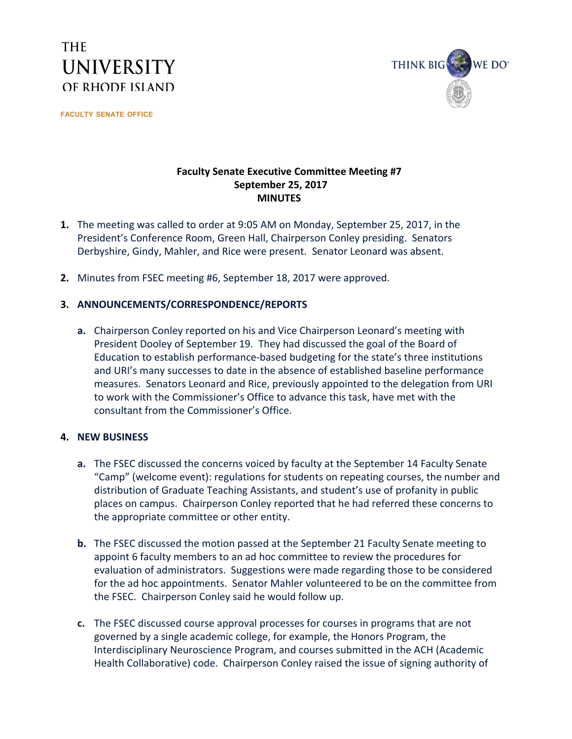THE UNIVERSITY OF RHODE ISLAND

FACULTY SENATE OFFICE

THINK BIG WE DO

**Faculty Senate Executive Committee Meeting #7**
**September 25, 2017**
**MINUTES**

1. The meeting was called to order at 9:05 AM on Monday, September 25, 2017, in the President's Conference Room, Green Hall, Chairperson Conley presiding. Senators Derbyshire, Gindy, Mahler, and Rice were present. Senator Leonard was absent.

2. Minutes from FSEC meeting #6, September 18, 2017 were approved.

3. **ANNOUNCEMENTS/CORRESPONDENCE/REPORTS**

   a. Chairperson Conley reported on his and Vice Chairperson Leonard's meeting with President Dooley of September 19. They had discussed the goal of the Board of Education to establish performance-based budgeting for the state's three institutions and URI's many successes to date in the absence of established baseline performance measures. Senators Leonard and Rice, previously appointed to the delegation from URI to work with the Commissioner's Office to advance this task, have met with the consultant from the Commissioner's Office.

4. **NEW BUSINESS**

   a. The FSEC discussed the concerns voiced by faculty at the September 14 Faculty Senate "Camp" (welcome event): regulations for students on repeating courses, the number and distribution of Graduate Teaching Assistants, and student's use of profanity in public places on campus. Chairperson Conley reported that he had referred these concerns to the appropriate committee or other entity.

   b. The FSEC discussed the motion passed at the September 21 Faculty Senate meeting to appoint 6 faculty members to an ad hoc committee to review the procedures for evaluation of administrators. Suggestions were made regarding those to be considered for the ad hoc appointments. Senator Mahler volunteered to be on the committee from the FSEC. Chairperson Conley said he would follow up.

   c. The FSEC discussed course approval processes for courses in programs that are not governed by a single academic college, for example, the Honors Program, the Interdisciplinary Neuroscience Program, and courses submitted in the ACH (Academic Health Collaborative) code. Chairperson Conley raised the issue of signing authority of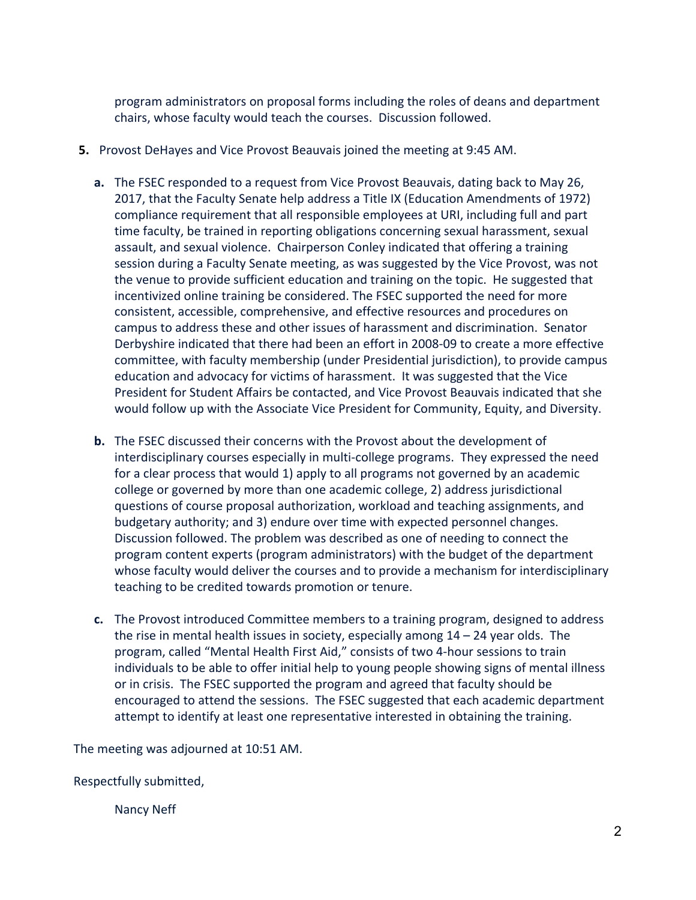program administrators on proposal forms including the roles of deans and department chairs, whose faculty would teach the courses. Discussion followed.

**5.** Provost DeHayes and Vice Provost Beauvais joined the meeting at 9:45 AM.

**a.** The FSEC responded to a request from Vice Provost Beauvais, dating back to May 26, 2017, that the Faculty Senate help address a Title IX (Education Amendments of 1972) compliance requirement that all responsible employees at URI, including full and part time faculty, be trained in reporting obligations concerning sexual harassment, sexual assault, and sexual violence. Chairperson Conley indicated that offering a training session during a Faculty Senate meeting, as was suggested by the Vice Provost, was not the venue to provide sufficient education and training on the topic. He suggested that incentivized online training be considered. The FSEC supported the need for more consistent, accessible, comprehensive, and effective resources and procedures on campus to address these and other issues of harassment and discrimination. Senator Derbyshire indicated that there had been an effort in 2008-09 to create a more effective committee, with faculty membership (under Presidential jurisdiction), to provide campus education and advocacy for victims of harassment. It was suggested that the Vice President for Student Affairs be contacted, and Vice Provost Beauvais indicated that she would follow up with the Associate Vice President for Community, Equity, and Diversity.

**b.** The FSEC discussed their concerns with the Provost about the development of interdisciplinary courses especially in multi-college programs. They expressed the need for a clear process that would 1) apply to all programs not governed by an academic college or governed by more than one academic college, 2) address jurisdictional questions of course proposal authorization, workload and teaching assignments, and budgetary authority; and 3) endure over time with expected personnel changes. Discussion followed. The problem was described as one of needing to connect the program content experts (program administrators) with the budget of the department whose faculty would deliver the courses and to provide a mechanism for interdisciplinary teaching to be credited towards promotion or tenure.

**c.** The Provost introduced Committee members to a training program, designed to address the rise in mental health issues in society, especially among 14 – 24 year olds. The program, called "Mental Health First Aid," consists of two 4-hour sessions to train individuals to be able to offer initial help to young people showing signs of mental illness or in crisis. The FSEC supported the program and agreed that faculty should be encouraged to attend the sessions. The FSEC suggested that each academic department attempt to identify at least one representative interested in obtaining the training.

The meeting was adjourned at 10:51 AM.

Respectfully submitted,

Nancy Neff